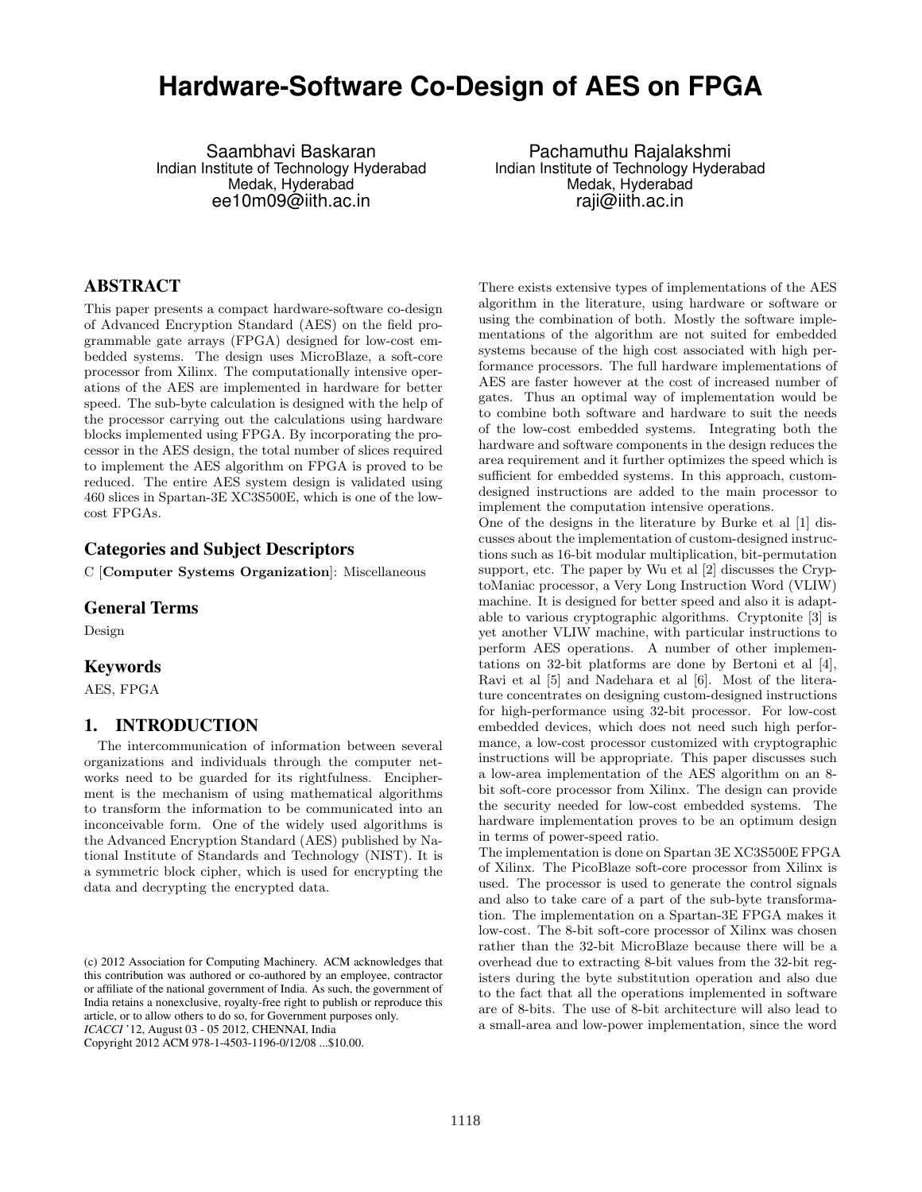# Hardware-Software Co-Design of AES on FPGA

Saambhavi Baskaran
Indian Institute of Technology Hyderabad
Medak, Hyderabad
ee10m09@iith.ac.in

Pachamuthu Rajalakshmi
Indian Institute of Technology Hyderabad
Medak, Hyderabad
raji@iith.ac.in

## ABSTRACT

This paper presents a compact hardware-software co-design of Advanced Encryption Standard (AES) on the field programmable gate arrays (FPGA) designed for low-cost embedded systems. The design uses MicroBlaze, a soft-core processor from Xilinx. The computationally intensive operations of the AES are implemented in hardware for better speed. The sub-byte calculation is designed with the help of the processor carrying out the calculations using hardware blocks implemented using FPGA. By incorporating the processor in the AES design, the total number of slices required to implement the AES algorithm on FPGA is proved to be reduced. The entire AES system design is validated using 460 slices in Spartan-3E XC3S500E, which is one of the low-cost FPGAs.

### Categories and Subject Descriptors

C [**Computer Systems Organization**]: Miscellaneous

### General Terms

Design

### Keywords

AES, FPGA

## 1. INTRODUCTION

The intercommunication of information between several organizations and individuals through the computer networks need to be guarded for its rightfulness. Encipherment is the mechanism of using mathematical algorithms to transform the information to be communicated into an inconceivable form. One of the widely used algorithms is the Advanced Encryption Standard (AES) published by National Institute of Standards and Technology (NIST). It is a symmetric block cipher, which is used for encrypting the data and decrypting the encrypted data.

(c) 2012 Association for Computing Machinery. ACM acknowledges that this contribution was authored or co-authored by an employee, contractor or affiliate of the national government of India. As such, the government of India retains a nonexclusive, royalty-free right to publish or reproduce this article, or to allow others to do so, for Government purposes only.
*ICACCI* '12, August 03 - 05 2012, CHENNAI, India
Copyright 2012 ACM 978-1-4503-1196-0/12/08 ...$10.00.

There exists extensive types of implementations of the AES algorithm in the literature, using hardware or software or using the combination of both. Mostly the software implementations of the algorithm are not suited for embedded systems because of the high cost associated with high performance processors. The full hardware implementations of AES are faster however at the cost of increased number of gates. Thus an optimal way of implementation would be to combine both software and hardware to suit the needs of the low-cost embedded systems. Integrating both the hardware and software components in the design reduces the area requirement and it further optimizes the speed which is sufficient for embedded systems. In this approach, custom-designed instructions are added to the main processor to implement the computation intensive operations.

One of the designs in the literature by Burke et al [1] discusses about the implementation of custom-designed instructions such as 16-bit modular multiplication, bit-permutation support, etc. The paper by Wu et al [2] discusses the CryptoManiac processor, a Very Long Instruction Word (VLIW) machine. It is designed for better speed and also it is adaptable to various cryptographic algorithms. Cryptonite [3] is yet another VLIW machine, with particular instructions to perform AES operations. A number of other implementations on 32-bit platforms are done by Bertoni et al [4], Ravi et al [5] and Nadehara et al [6]. Most of the literature concentrates on designing custom-designed instructions for high-performance using 32-bit processor. For low-cost embedded devices, which does not need such high performance, a low-cost processor customized with cryptographic instructions will be appropriate. This paper discusses such a low-area implementation of the AES algorithm on an 8-bit soft-core processor from Xilinx. The design can provide the security needed for low-cost embedded systems. The hardware implementation proves to be an optimum design in terms of power-speed ratio.

The implementation is done on Spartan 3E XC3S500E FPGA of Xilinx. The PicoBlaze soft-core processor from Xilinx is used. The processor is used to generate the control signals and also to take care of a part of the sub-byte transformation. The implementation on a Spartan-3E FPGA makes it low-cost. The 8-bit soft-core processor of Xilinx was chosen rather than the 32-bit MicroBlaze because there will be a overhead due to extracting 8-bit values from the 32-bit registers during the byte substitution operation and also due to the fact that all the operations implemented in software are of 8-bits. The use of 8-bit architecture will also lead to a small-area and low-power implementation, since the word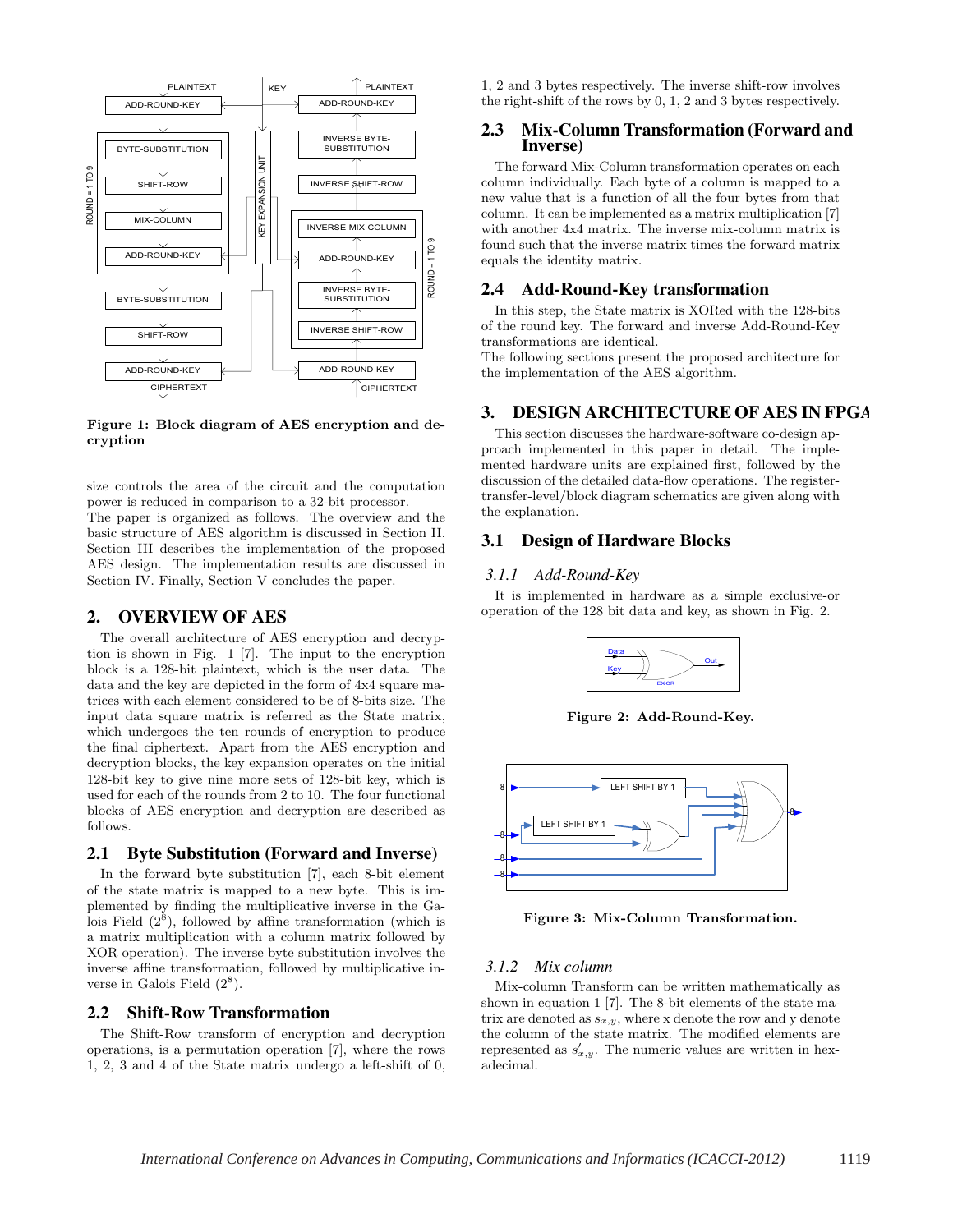Figure 1: Block diagram of AES encryption and decryption

size controls the area of the circuit and the computation power is reduced in comparison to a 32-bit processor.
The paper is organized as follows. The overview and the basic structure of AES algorithm is discussed in Section II. Section III describes the implementation of the proposed AES design. The implementation results are discussed in Section IV. Finally, Section V concludes the paper.

## 2. OVERVIEW OF AES

The overall architecture of AES encryption and decryption is shown in Fig. 1 [7]. The input to the encryption block is a 128-bit plaintext, which is the user data. The data and the key are depicted in the form of 4x4 square matrices with each element considered to be of 8-bits size. The input data square matrix is referred as the State matrix, which undergoes the ten rounds of encryption to produce the final ciphertext. Apart from the AES encryption and decryption blocks, the key expansion operates on the initial 128-bit key to give nine more sets of 128-bit key, which is used for each of the rounds from 2 to 10. The four functional blocks of AES encryption and decryption are described as follows.

### 2.1 Byte Substitution (Forward and Inverse)

In the forward byte substitution [7], each 8-bit element of the state matrix is mapped to a new byte. This is implemented by finding the multiplicative inverse in the Galois Field ($2^8$), followed by affine transformation (which is a matrix multiplication with a column matrix followed by XOR operation). The inverse byte substitution involves the inverse affine transformation, followed by multiplicative inverse in Galois Field ($2^8$).

### 2.2 Shift-Row Transformation

The Shift-Row transform of encryption and decryption operations, is a permutation operation [7], where the rows 1, 2, 3 and 4 of the State matrix undergo a left-shift of 0, 1, 2 and 3 bytes respectively. The inverse shift-row involves the right-shift of the rows by 0, 1, 2 and 3 bytes respectively.

### 2.3 Mix-Column Transformation (Forward and Inverse)

The forward Mix-Column transformation operates on each column individually. Each byte of a column is mapped to a new value that is a function of all the four bytes from that column. It can be implemented as a matrix multiplication [7] with another 4x4 matrix. The inverse mix-column matrix is found such that the inverse matrix times the forward matrix equals the identity matrix.

### 2.4 Add-Round-Key transformation

In this step, the State matrix is XORed with the 128-bits of the round key. The forward and inverse Add-Round-Key transformations are identical.
The following sections present the proposed architecture for the implementation of the AES algorithm.

## 3. DESIGN ARCHITECTURE OF AES IN FPGA

This section discusses the hardware-software co-design approach implemented in this paper in detail. The implemented hardware units are explained first, followed by the discussion of the detailed data-flow operations. The register-transfer-level/block diagram schematics are given along with the explanation.

### 3.1 Design of Hardware Blocks

#### 3.1.1 Add-Round-Key

It is implemented in hardware as a simple exclusive-or operation of the 128 bit data and key, as shown in Fig. 2.

Figure 2: Add-Round-Key.

Figure 3: Mix-Column Transformation.

#### 3.1.2 Mix column

Mix-column Transform can be written mathematically as shown in equation 1 [7]. The 8-bit elements of the state matrix are denoted as $s_{x,y}$, where x denote the row and y denote the column of the state matrix. The modified elements are represented as $s'_{x,y}$. The numeric values are written in hexadecimal.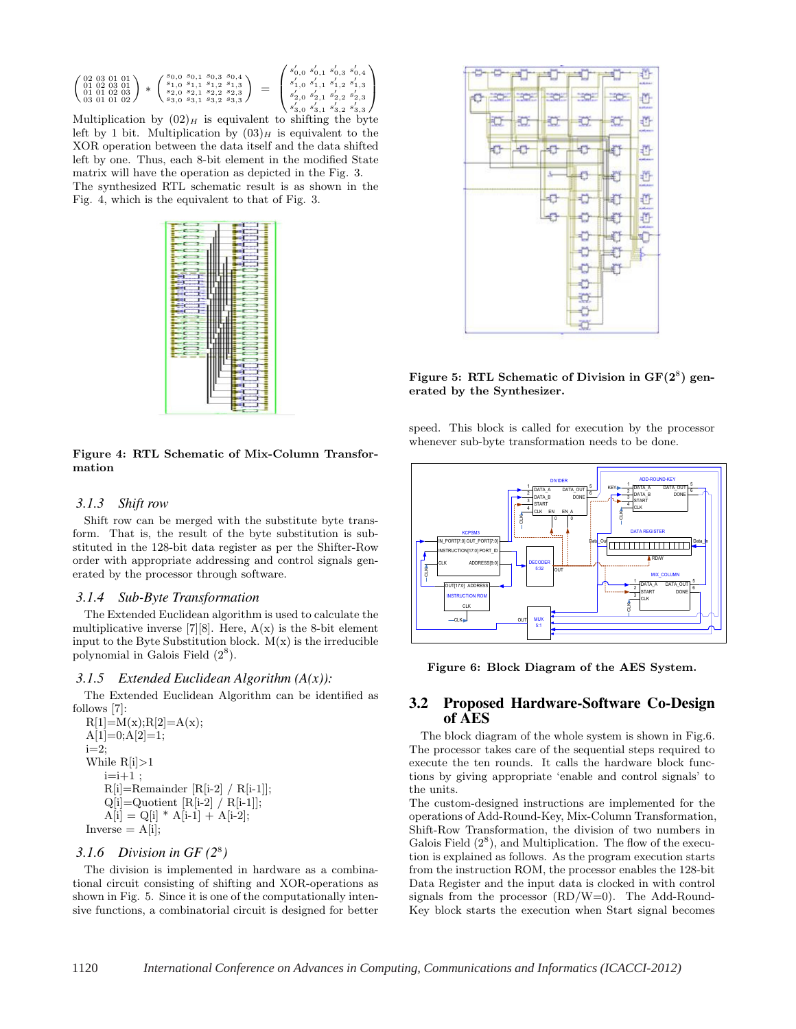$$\begin{pmatrix} 02 & 03 & 01 & 01 \\ 01 & 02 & 03 & 01 \\ 01 & 01 & 02 & 03 \\ 03 & 01 & 01 & 02 \end{pmatrix} * \begin{pmatrix} s_{0,0} & s_{0,1} & s_{0,3} & s_{0,4} \\ s_{1,0} & s_{1,1} & s_{1,2} & s_{1,3} \\ s_{2,0} & s_{2,1} & s_{2,2} & s_{2,3} \\ s_{3,0} & s_{3,1} & s_{3,2} & s_{3,3} \end{pmatrix} = \begin{pmatrix} s'_{0,0} & s'_{0,1} & s'_{0,3} & s'_{0,4} \\ s'_{1,0} & s'_{1,1} & s'_{1,2} & s'_{1,3} \\ s'_{2,0} & s'_{2,1} & s'_{2,2} & s'_{2,3} \\ s'_{3,0} & s'_{3,1} & s'_{3,2} & s'_{3,3} \end{pmatrix}$$

Multiplication by $(02)_H$ is equivalent to shifting the byte left by 1 bit. Multiplication by $(03)_H$ is equivalent to the XOR operation between the data itself and the data shifted left by one. Thus, each 8-bit element in the modified State matrix will have the operation as depicted in the Fig. 3.
The synthesized RTL schematic result is as shown in the Fig. 4, which is the equivalent to that of Fig. 3.

**Figure 4: RTL Schematic of Mix-Column Transformation**

### 3.1.3 Shift row

Shift row can be merged with the substitute byte transform. That is, the result of the byte substitution is substituted in the 128-bit data register as per the Shifter-Row order with appropriate addressing and control signals generated by the processor through software.

### 3.1.4 Sub-Byte Transformation

The Extended Euclidean algorithm is used to calculate the multiplicative inverse [7][8]. Here, A(x) is the 8-bit element input to the Byte Substitution block. M(x) is the irreducible polynomial in Galois Field $(2^8)$.

### 3.1.5 Extended Euclidean Algorithm (A(x)):

The Extended Euclidean Algorithm can be identified as follows [7]:

```
R[1]=M(x);R[2]=A(x);
A[1]=0;A[2]=1;
i=2;
While R[i]>1
    i=i+1 ;
    R[i]=Remainder [R[i-2] / R[i-1]];
    Q[i]=Quotient [R[i-2] / R[i-1]];
    A[i] = Q[i] * A[i-1] + A[i-2];
Inverse = A[i];
```

### 3.1.6 Division in GF $(2^8)$

The division is implemented in hardware as a combinational circuit consisting of shifting and XOR-operations as shown in Fig. 5. Since it is one of the computationally intensive functions, a combinatorial circuit is designed for better speed. This block is called for execution by the processor whenever sub-byte transformation needs to be done.

**Figure 5: RTL Schematic of Division in GF($2^8$) generated by the Synthesizer.**

**Figure 6: Block Diagram of the AES System.**

## 3.2 Proposed Hardware-Software Co-Design of AES

The block diagram of the whole system is shown in Fig.6. The processor takes care of the sequential steps required to execute the ten rounds. It calls the hardware block functions by giving appropriate 'enable and control signals' to the units.
The custom-designed instructions are implemented for the operations of Add-Round-Key, Mix-Column Transformation, Shift-Row Transformation, the division of two numbers in Galois Field $(2^8)$, and Multiplication. The flow of the execution is explained as follows. As the program execution starts from the instruction ROM, the processor enables the 128-bit Data Register and the input data is clocked in with control signals from the processor (RD/W=0). The Add-Round-Key block starts the execution when Start signal becomes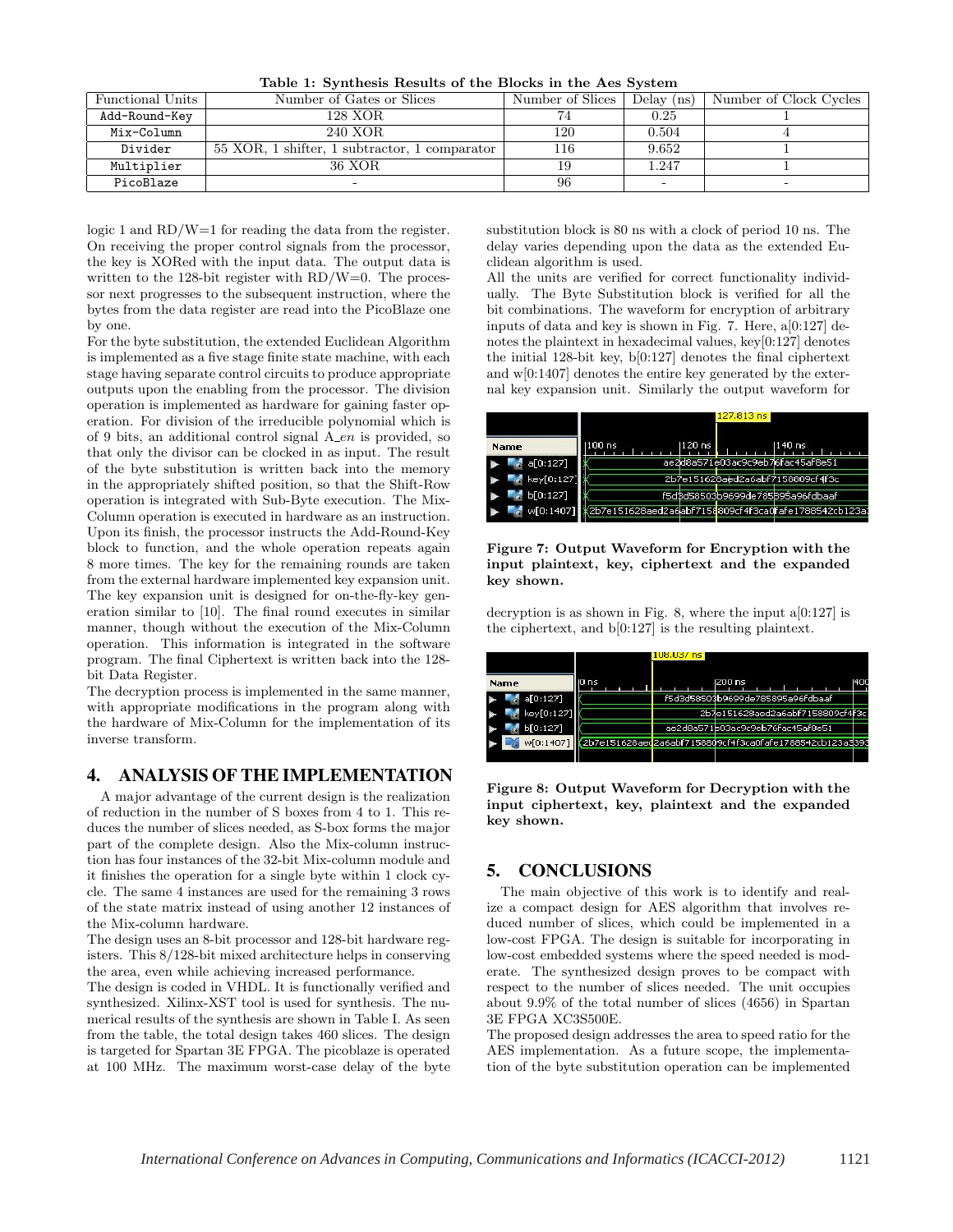**Table 1: Synthesis Results of the Blocks in the Aes System**

| Functional Units | Number of Gates or Slices | Number of Slices | Delay (ns) | Number of Clock Cycles |
|---|---|---|---|---|
| Add-Round-Key | 128 XOR | 74 | 0.25 | 1 |
| Mix-Column | 240 XOR | 120 | 0.504 | 4 |
| Divider | 55 XOR, 1 shifter, 1 subtractor, 1 comparator | 116 | 9.652 | 1 |
| Multiplier | 36 XOR | 19 | 1.247 | 1 |
| PicoBlaze | - | 96 | - | - |

logic 1 and RD/W=1 for reading the data from the register. On receiving the proper control signals from the processor, the key is XORed with the input data. The output data is written to the 128-bit register with RD/W=0. The processor next progresses to the subsequent instruction, where the bytes from the data register are read into the PicoBlaze one by one.

For the byte substitution, the extended Euclidean Algorithm is implemented as a five stage finite state machine, with each stage having separate control circuits to produce appropriate outputs upon the enabling from the processor. The division operation is implemented as hardware for gaining faster operation. For division of the irreducible polynomial which is of 9 bits, an additional control signal $A\_en$ is provided, so that only the divisor can be clocked in as input. The result of the byte substitution is written back into the memory in the appropriately shifted position, so that the Shift-Row operation is integrated with Sub-Byte execution. The Mix-Column operation is executed in hardware as an instruction. Upon its finish, the processor instructs the Add-Round-Key block to function, and the whole operation repeats again 8 more times. The key for the remaining rounds are taken from the external hardware implemented key expansion unit. The key expansion unit is designed for on-the-fly-key generation similar to [10]. The final round executes in similar manner, though without the execution of the Mix-Column operation. This information is integrated in the software program. The final Ciphertext is written back into the 128-bit Data Register.

The decryption process is implemented in the same manner, with appropriate modifications in the program along with the hardware of Mix-Column for the implementation of its inverse transform.

# 4. ANALYSIS OF THE IMPLEMENTATION

A major advantage of the current design is the realization of reduction in the number of S boxes from 4 to 1. This reduces the number of slices needed, as S-box forms the major part of the complete design. Also the Mix-column instruction has four instances of the 32-bit Mix-column module and it finishes the operation for a single byte within 1 clock cycle. The same 4 instances are used for the remaining 3 rows of the state matrix instead of using another 12 instances of the Mix-column hardware.

The design uses an 8-bit processor and 128-bit hardware registers. This 8/128-bit mixed architecture helps in conserving the area, even while achieving increased performance.

The design is coded in VHDL. It is functionally verified and synthesized. Xilinx-XST tool is used for synthesis. The numerical results of the synthesis are shown in Table I. As seen from the table, the total design takes 460 slices. The design is targeted for Spartan 3E FPGA. The picoblaze is operated at 100 MHz. The maximum worst-case delay of the byte substitution block is 80 ns with a clock of period 10 ns. The delay varies depending upon the data as the extended Euclidean algorithm is used.

All the units are verified for correct functionality individually. The Byte Substitution block is verified for all the bit combinations. The waveform for encryption of arbitrary inputs of data and key is shown in Fig. 7. Here, a[0:127] denotes the plaintext in hexadecimal values, key[0:127] denotes the initial 128-bit key, b[0:127] denotes the final ciphertext and w[0:1407] denotes the entire key generated by the external key expansion unit. Similarly the output waveform for decryption is as shown in Fig. 8, where the input a[0:127] is the ciphertext, and b[0:127] is the resulting plaintext.

**Figure 7: Output Waveform for Encryption with the input plaintext, key, ciphertext and the expanded key shown.**

**Figure 8: Output Waveform for Decryption with the input ciphertext, key, plaintext and the expanded key shown.**

# 5. CONCLUSIONS

The main objective of this work is to identify and realize a compact design for AES algorithm that involves reduced number of slices, which could be implemented in a low-cost FPGA. The design is suitable for incorporating in low-cost embedded systems where the speed needed is moderate. The synthesized design proves to be compact with respect to the number of slices needed. The unit occupies about 9.9% of the total number of slices (4656) in Spartan 3E FPGA XC3S500E.

The proposed design addresses the area to speed ratio for the AES implementation. As a future scope, the implementation of the byte substitution operation can be implemented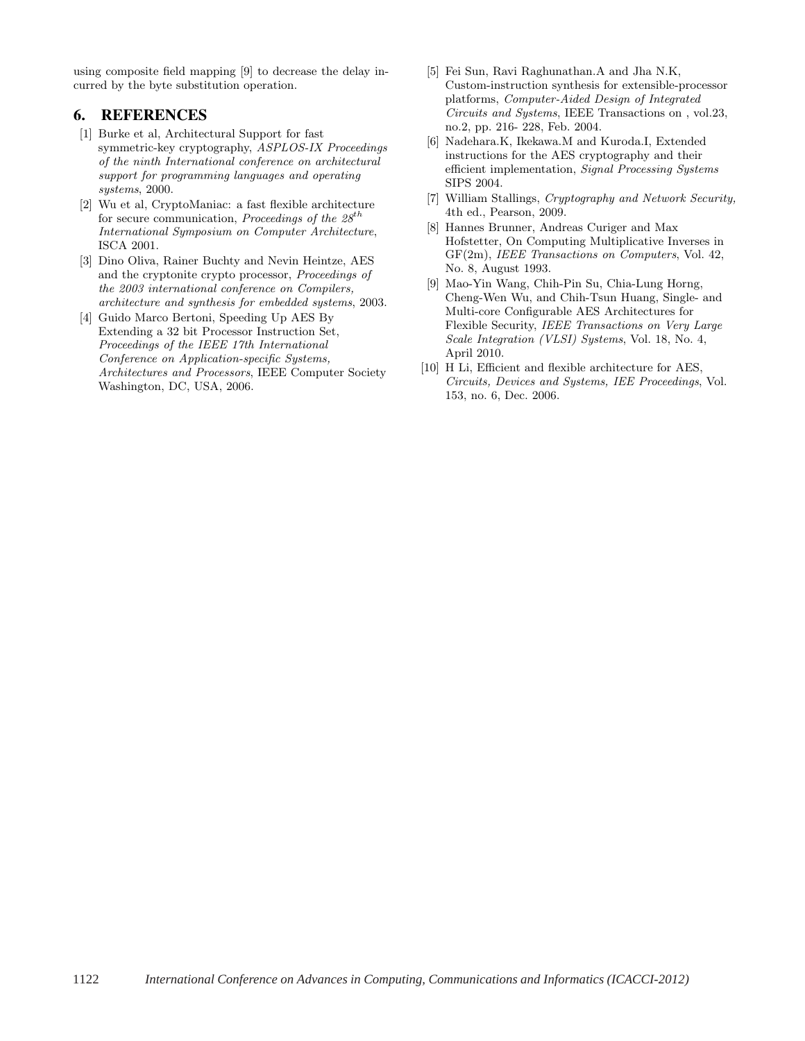using composite field mapping [9] to decrease the delay incurred by the byte substitution operation.

## 6. REFERENCES

[1] Burke et al, Architectural Support for fast symmetric-key cryptography, *ASPLOS-IX Proceedings of the ninth International conference on architectural support for programming languages and operating systems*, 2000.

[2] Wu et al, CryptoManiac: a fast flexible architecture for secure communication, *Proceedings of the 28th International Symposium on Computer Architecture*, ISCA 2001.

[3] Dino Oliva, Rainer Buchty and Nevin Heintze, AES and the cryptonite crypto processor, *Proceedings of the 2003 international conference on Compilers, architecture and synthesis for embedded systems*, 2003.

[4] Guido Marco Bertoni, Speeding Up AES By Extending a 32 bit Processor Instruction Set, *Proceedings of the IEEE 17th International Conference on Application-specific Systems, Architectures and Processors*, IEEE Computer Society Washington, DC, USA, 2006.

[5] Fei Sun, Ravi Raghunathan.A and Jha N.K, Custom-instruction synthesis for extensible-processor platforms, *Computer-Aided Design of Integrated Circuits and Systems*, IEEE Transactions on , vol.23, no.2, pp. 216- 228, Feb. 2004.

[6] Nadehara.K, Ikekawa.M and Kuroda.I, Extended instructions for the AES cryptography and their efficient implementation, *Signal Processing Systems* SIPS 2004.

[7] William Stallings, *Cryptography and Network Security,* 4th ed., Pearson, 2009.

[8] Hannes Brunner, Andreas Curiger and Max Hofstetter, On Computing Multiplicative Inverses in GF(2m), *IEEE Transactions on Computers*, Vol. 42, No. 8, August 1993.

[9] Mao-Yin Wang, Chih-Pin Su, Chia-Lung Horng, Cheng-Wen Wu, and Chih-Tsun Huang, Single- and Multi-core Configurable AES Architectures for Flexible Security, *IEEE Transactions on Very Large Scale Integration (VLSI) Systems*, Vol. 18, No. 4, April 2010.

[10] H Li, Efficient and flexible architecture for AES, *Circuits, Devices and Systems, IEE Proceedings*, Vol. 153, no. 6, Dec. 2006.